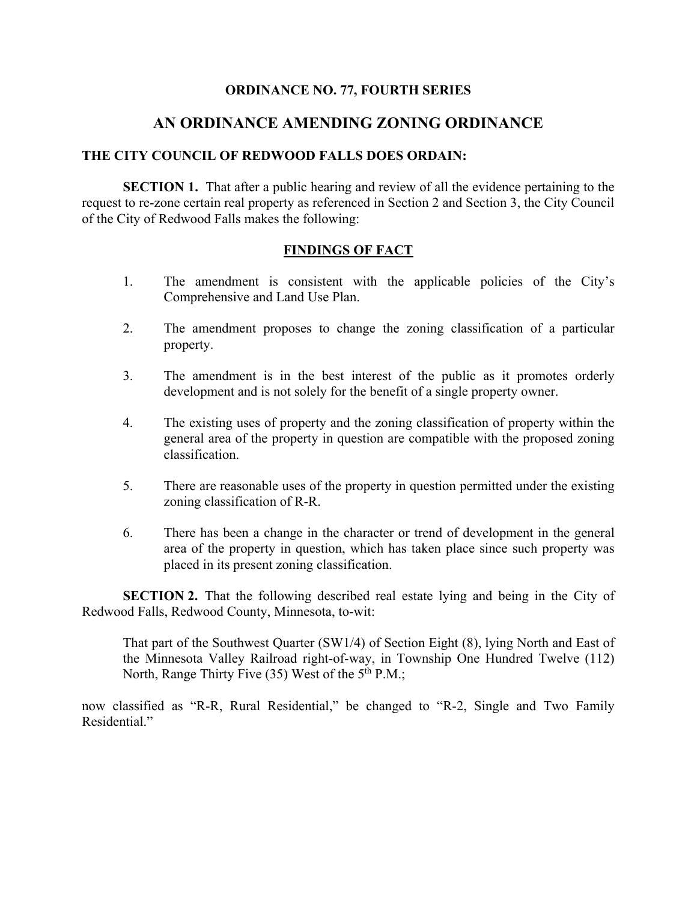**ORDINANCE NO. 77, FOURTH SERIES**

# AN ORDINANCE AMENDING ZONING ORDINANCE

**THE CITY COUNCIL OF REDWOOD FALLS DOES ORDAIN:**

**SECTION 1.** That after a public hearing and review of all the evidence pertaining to the request to re-zone certain real property as referenced in Section 2 and Section 3, the City Council of the City of Redwood Falls makes the following:

## FINDINGS OF FACT

1. The amendment is consistent with the applicable policies of the City's Comprehensive and Land Use Plan.

2. The amendment proposes to change the zoning classification of a particular property.

3. The amendment is in the best interest of the public as it promotes orderly development and is not solely for the benefit of a single property owner.

4. The existing uses of property and the zoning classification of property within the general area of the property in question are compatible with the proposed zoning classification.

5. There are reasonable uses of the property in question permitted under the existing zoning classification of R-R.

6. There has been a change in the character or trend of development in the general area of the property in question, which has taken place since such property was placed in its present zoning classification.

**SECTION 2.** That the following described real estate lying and being in the City of Redwood Falls, Redwood County, Minnesota, to-wit:

> That part of the Southwest Quarter (SW1/4) of Section Eight (8), lying North and East of the Minnesota Valley Railroad right-of-way, in Township One Hundred Twelve (112) North, Range Thirty Five (35) West of the 5th P.M.;

now classified as "R-R, Rural Residential," be changed to "R-2, Single and Two Family Residential."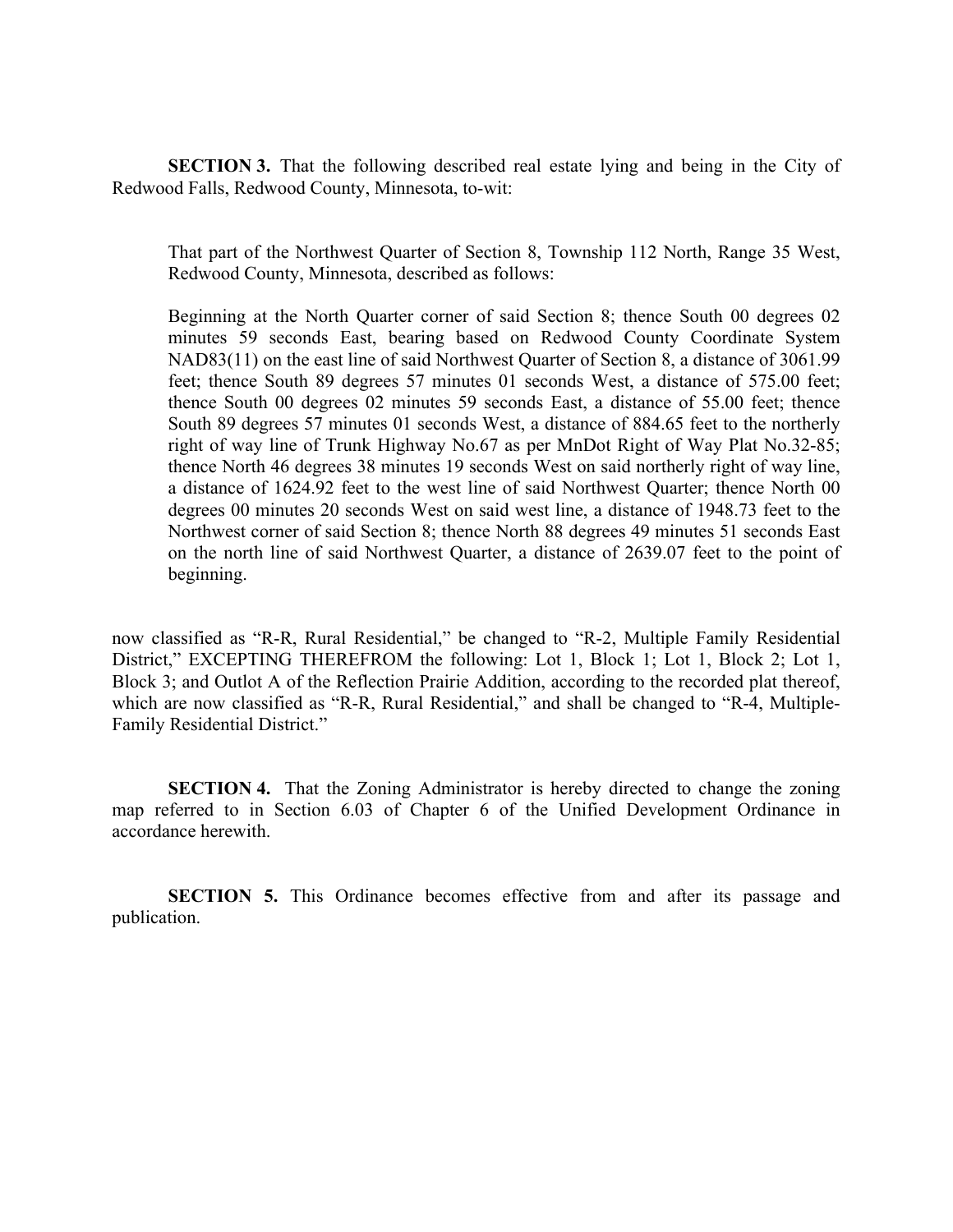**SECTION 3.** That the following described real estate lying and being in the City of Redwood Falls, Redwood County, Minnesota, to-wit:

> That part of the Northwest Quarter of Section 8, Township 112 North, Range 35 West, Redwood County, Minnesota, described as follows:
>
> Beginning at the North Quarter corner of said Section 8; thence South 00 degrees 02 minutes 59 seconds East, bearing based on Redwood County Coordinate System NAD83(11) on the east line of said Northwest Quarter of Section 8, a distance of 3061.99 feet; thence South 89 degrees 57 minutes 01 seconds West, a distance of 575.00 feet; thence South 00 degrees 02 minutes 59 seconds East, a distance of 55.00 feet; thence South 89 degrees 57 minutes 01 seconds West, a distance of 884.65 feet to the northerly right of way line of Trunk Highway No.67 as per MnDot Right of Way Plat No.32-85; thence North 46 degrees 38 minutes 19 seconds West on said northerly right of way line, a distance of 1624.92 feet to the west line of said Northwest Quarter; thence North 00 degrees 00 minutes 20 seconds West on said west line, a distance of 1948.73 feet to the Northwest corner of said Section 8; thence North 88 degrees 49 minutes 51 seconds East on the north line of said Northwest Quarter, a distance of 2639.07 feet to the point of beginning.

now classified as "R-R, Rural Residential," be changed to "R-2, Multiple Family Residential District," EXCEPTING THEREFROM the following: Lot 1, Block 1; Lot 1, Block 2; Lot 1, Block 3; and Outlot A of the Reflection Prairie Addition, according to the recorded plat thereof, which are now classified as "R-R, Rural Residential," and shall be changed to "R-4, Multiple-Family Residential District."

**SECTION 4.** That the Zoning Administrator is hereby directed to change the zoning map referred to in Section 6.03 of Chapter 6 of the Unified Development Ordinance in accordance herewith.

**SECTION 5.** This Ordinance becomes effective from and after its passage and publication.